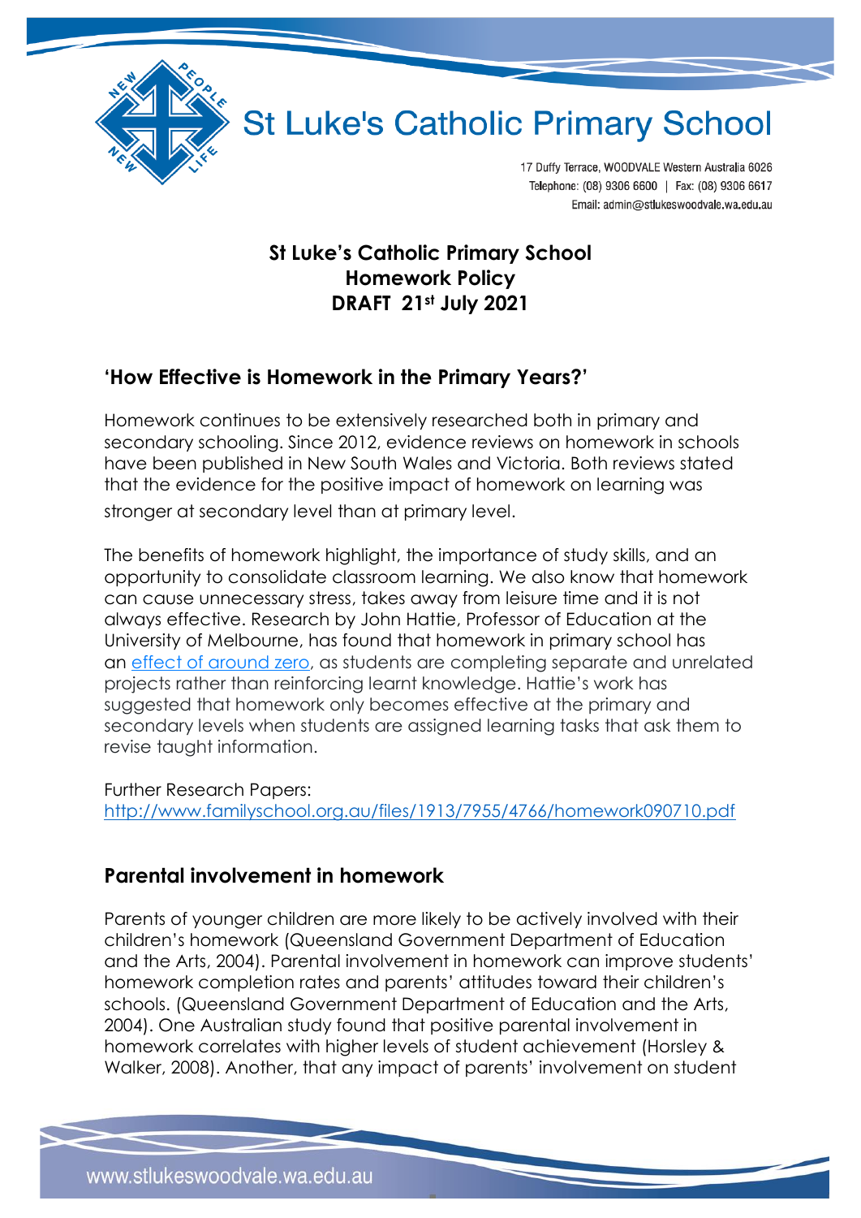# St Luke's Catholic Primary School

17 Duffy Terrace, WOODVALE Western Australia 6026
Telephone: (08) 9306 6600 | Fax: (08) 9306 6617
Email: admin@stlukeswoodvale.wa.edu.au

**St Luke's Catholic Primary School**
**Homework Policy**
**DRAFT 21st July 2021**

## 'How Effective is Homework in the Primary Years?'

Homework continues to be extensively researched both in primary and secondary schooling. Since 2012, evidence reviews on homework in schools have been published in New South Wales and Victoria. Both reviews stated that the evidence for the positive impact of homework on learning was stronger at secondary level than at primary level.

The benefits of homework highlight, the importance of study skills, and an opportunity to consolidate classroom learning. We also know that homework can cause unnecessary stress, takes away from leisure time and it is not always effective. Research by John Hattie, Professor of Education at the University of Melbourne, has found that homework in primary school has an effect of around zero, as students are completing separate and unrelated projects rather than reinforcing learnt knowledge. Hattie's work has suggested that homework only becomes effective at the primary and secondary levels when students are assigned learning tasks that ask them to revise taught information.

Further Research Papers:
http://www.familyschool.org.au/files/1913/7955/4766/homework090710.pdf

## Parental involvement in homework

Parents of younger children are more likely to be actively involved with their children's homework (Queensland Government Department of Education and the Arts, 2004). Parental involvement in homework can improve students' homework completion rates and parents' attitudes toward their children's schools. (Queensland Government Department of Education and the Arts, 2004). One Australian study found that positive parental involvement in homework correlates with higher levels of student achievement (Horsley & Walker, 2008). Another, that any impact of parents' involvement on student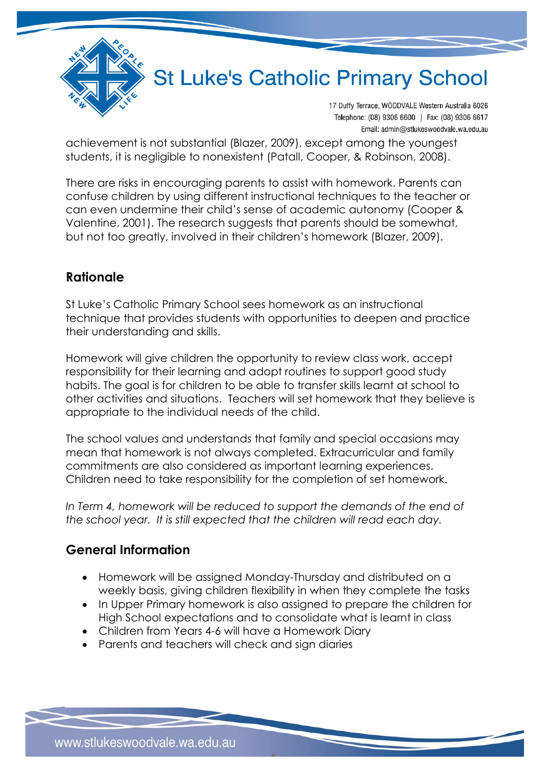achievement is not substantial (Blazer, 2009), except among the youngest students, it is negligible to nonexistent (Patall, Cooper, & Robinson, 2008).

There are risks in encouraging parents to assist with homework. Parents can confuse children by using different instructional techniques to the teacher or can even undermine their child's sense of academic autonomy (Cooper & Valentine, 2001). The research suggests that parents should be somewhat, but not too greatly, involved in their children's homework (Blazer, 2009).

## Rationale

St Luke's Catholic Primary School sees homework as an instructional technique that provides students with opportunities to deepen and practice their understanding and skills.

Homework will give children the opportunity to review class work, accept responsibility for their learning and adopt routines to support good study habits. The goal is for children to be able to transfer skills learnt at school to other activities and situations. Teachers will set homework that they believe is appropriate to the individual needs of the child.

The school values and understands that family and special occasions may mean that homework is not always completed. Extracurricular and family commitments are also considered as important learning experiences. Children need to take responsibility for the completion of set homework.

*In Term 4, homework will be reduced to support the demands of the end of the school year. It is still expected that the children will read each day.*

## General Information

- Homework will be assigned Monday-Thursday and distributed on a weekly basis, giving children flexibility in when they complete the tasks
- In Upper Primary homework is also assigned to prepare the children for High School expectations and to consolidate what is learnt in class
- Children from Years 4-6 will have a Homework Diary
- Parents and teachers will check and sign diaries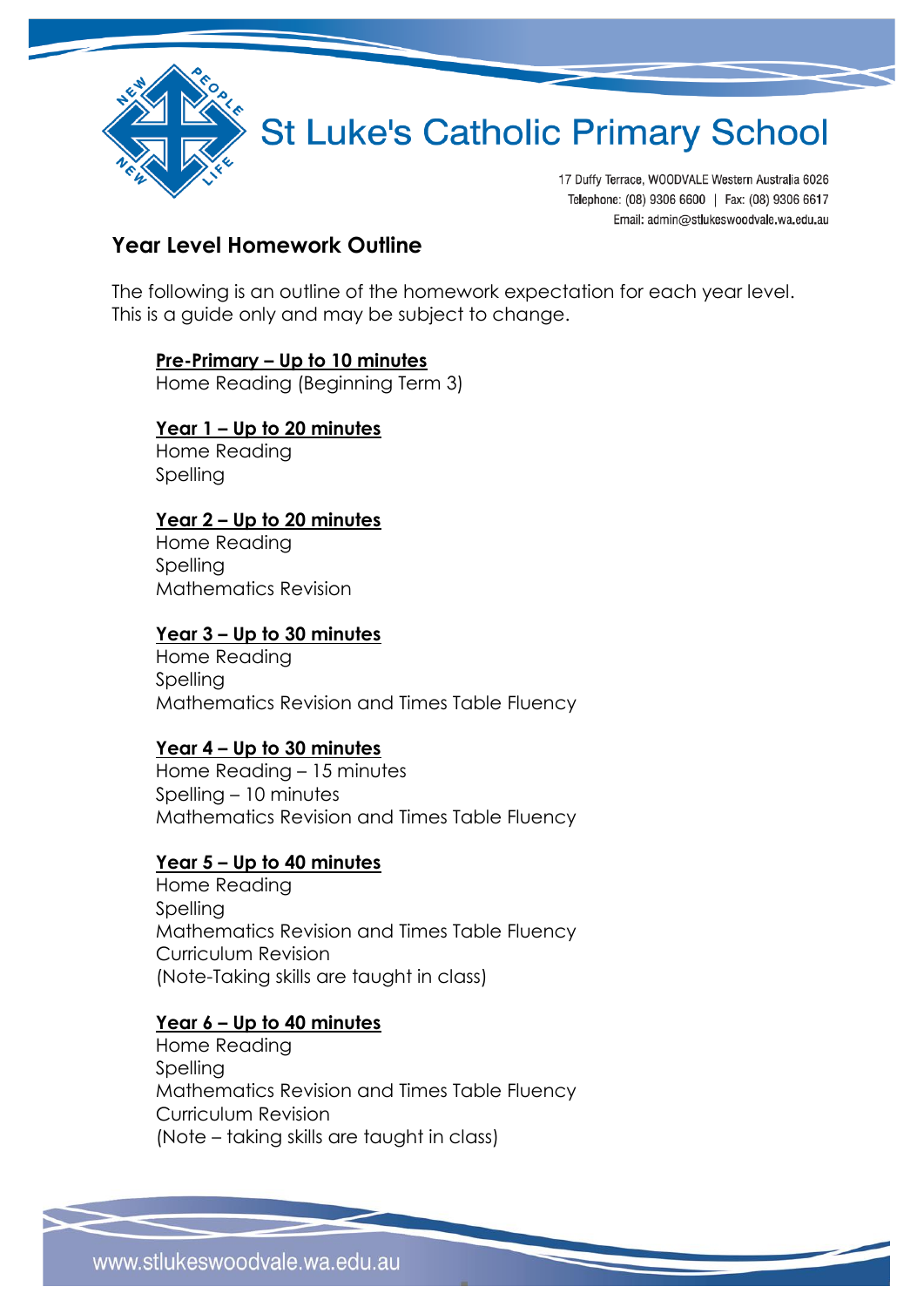# St Luke's Catholic Primary School

17 Duffy Terrace, WOODVALE Western Australia 6026
Telephone: (08) 9306 6600 | Fax: (08) 9306 6617
Email: admin@stlukeswoodvale.wa.edu.au

## Year Level Homework Outline

The following is an outline of the homework expectation for each year level. This is a guide only and may be subject to change.

**Pre-Primary – Up to 10 minutes**
Home Reading (Beginning Term 3)

**Year 1 – Up to 20 minutes**
Home Reading
Spelling

**Year 2 – Up to 20 minutes**
Home Reading
Spelling
Mathematics Revision

**Year 3 – Up to 30 minutes**
Home Reading
Spelling
Mathematics Revision and Times Table Fluency

**Year 4 – Up to 30 minutes**
Home Reading – 15 minutes
Spelling – 10 minutes
Mathematics Revision and Times Table Fluency

**Year 5 – Up to 40 minutes**
Home Reading
Spelling
Mathematics Revision and Times Table Fluency
Curriculum Revision
(Note-Taking skills are taught in class)

**Year 6 – Up to 40 minutes**
Home Reading
Spelling
Mathematics Revision and Times Table Fluency
Curriculum Revision
(Note – taking skills are taught in class)

www.stlukeswoodvale.wa.edu.au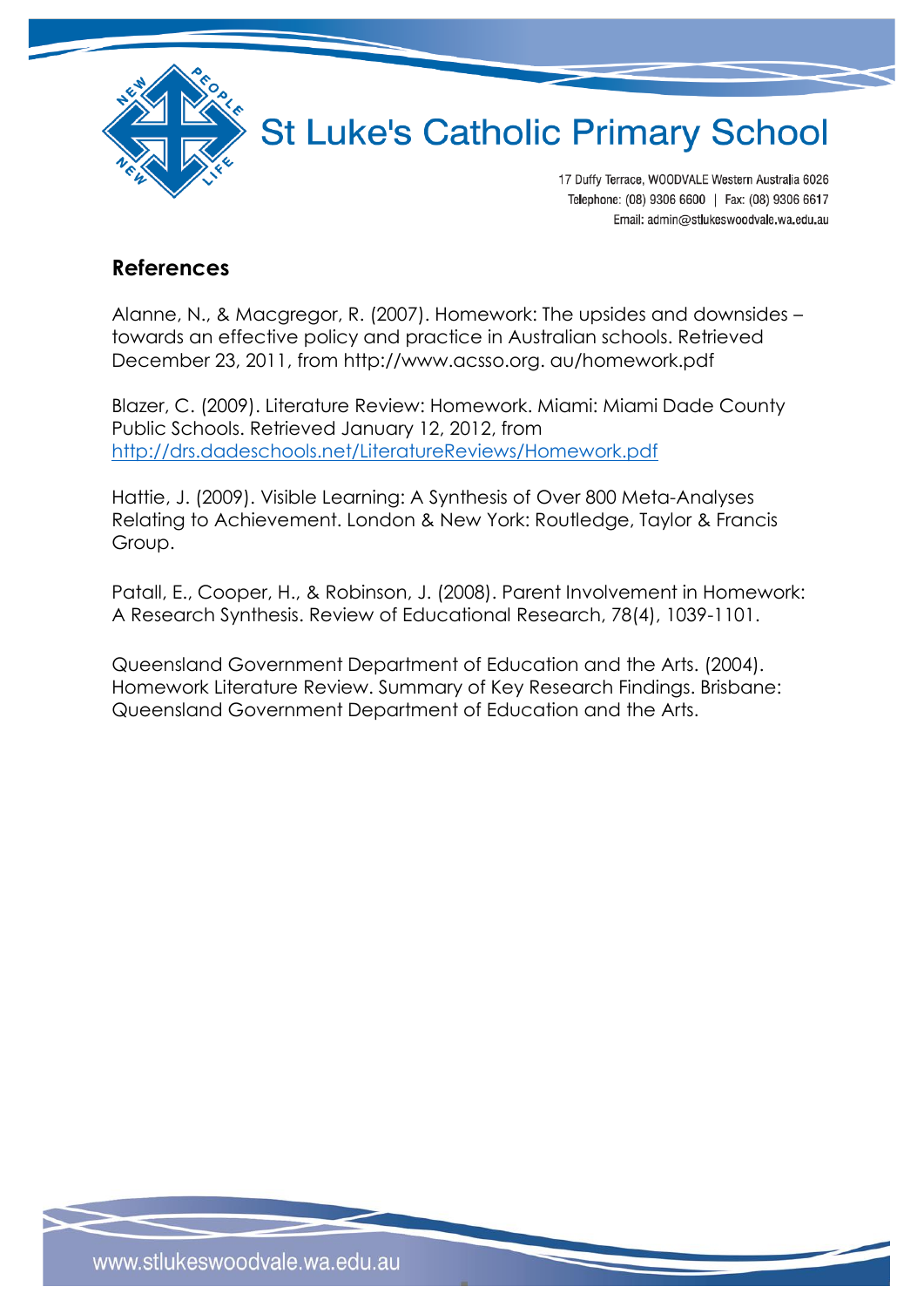## References

Alanne, N., & Macgregor, R. (2007). Homework: The upsides and downsides – towards an effective policy and practice in Australian schools. Retrieved December 23, 2011, from http://www.acsso.org. au/homework.pdf

Blazer, C. (2009). Literature Review: Homework. Miami: Miami Dade County Public Schools. Retrieved January 12, 2012, from http://drs.dadeschools.net/LiteratureReviews/Homework.pdf

Hattie, J. (2009). Visible Learning: A Synthesis of Over 800 Meta-Analyses Relating to Achievement. London & New York: Routledge, Taylor & Francis Group.

Patall, E., Cooper, H., & Robinson, J. (2008). Parent Involvement in Homework: A Research Synthesis. Review of Educational Research, 78(4), 1039-1101.

Queensland Government Department of Education and the Arts. (2004). Homework Literature Review. Summary of Key Research Findings. Brisbane: Queensland Government Department of Education and the Arts.